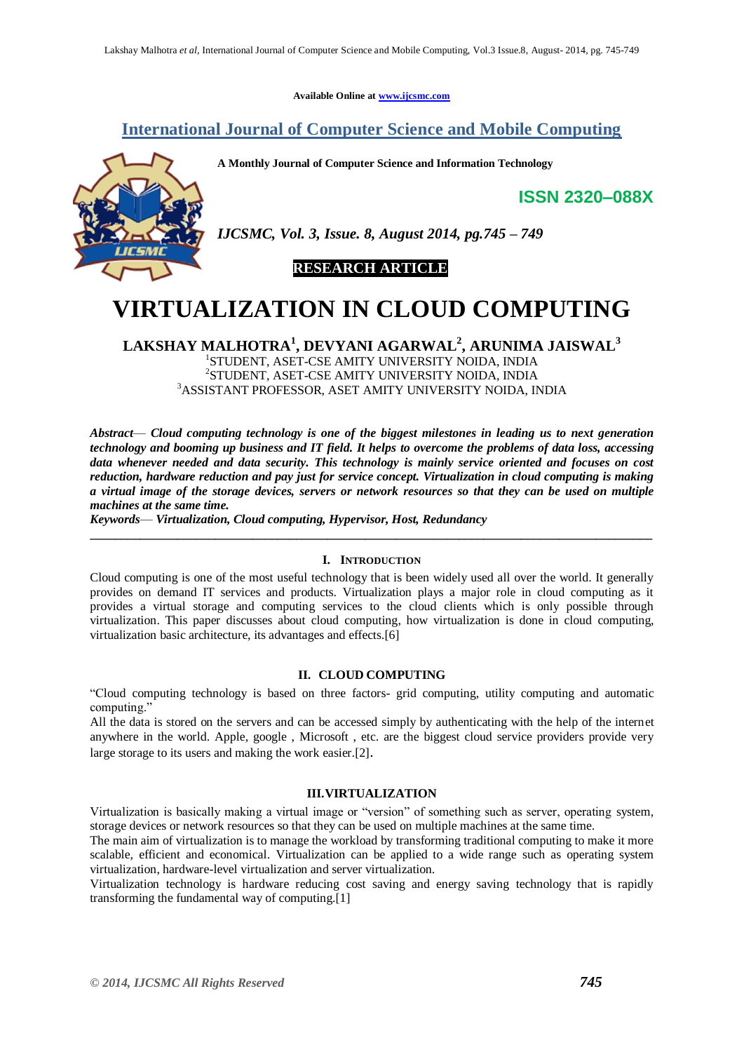Available Online at www.ijcsmc.com

**International Journal of Computer Science and Mobile Computing**

**A Monthly Journal of Computer Science and Information Technology**

**ISSN 2320–088X**

*IJCSMC, Vol. 3, Issue. 8, August 2014, pg.745 – 749*

**RESEARCH ARTICLE**

# VIRTUALIZATION IN CLOUD COMPUTING

**LAKSHAY MALHOTRA[1], DEVYANI AGARWAL[2], ARUNIMA JAISWAL[3]**

[1]STUDENT, ASET-CSE AMITY UNIVERSITY NOIDA, INDIA
[2]STUDENT, ASET-CSE AMITY UNIVERSITY NOIDA, INDIA
[3]ASSISTANT PROFESSOR, ASET AMITY UNIVERSITY NOIDA, INDIA

***Abstract*— Cloud computing technology is one of the biggest milestones in leading us to next generation technology and booming up business and IT field. It helps to overcome the problems of data loss, accessing data whenever needed and data security. This technology is mainly service oriented and focuses on cost reduction, hardware reduction and pay just for service concept. Virtualization in cloud computing is making a virtual image of the storage devices, servers or network resources so that they can be used on multiple machines at the same time.**

***Keywords*— Virtualization, Cloud computing, Hypervisor, Host, Redundancy**

---

## I. Introduction

Cloud computing is one of the most useful technology that is been widely used all over the world. It generally provides on demand IT services and products. Virtualization plays a major role in cloud computing as it provides a virtual storage and computing services to the cloud clients which is only possible through virtualization. This paper discusses about cloud computing, how virtualization is done in cloud computing, virtualization basic architecture, its advantages and effects.[6]

## II. CLOUD COMPUTING

"Cloud computing technology is based on three factors- grid computing, utility computing and automatic computing."

All the data is stored on the servers and can be accessed simply by authenticating with the help of the internet anywhere in the world. Apple, google , Microsoft , etc. are the biggest cloud service providers provide very large storage to its users and making the work easier.[2].

## III. VIRTUALIZATION

Virtualization is basically making a virtual image or "version" of something such as server, operating system, storage devices or network resources so that they can be used on multiple machines at the same time.

The main aim of virtualization is to manage the workload by transforming traditional computing to make it more scalable, efficient and economical. Virtualization can be applied to a wide range such as operating system virtualization, hardware-level virtualization and server virtualization.

Virtualization technology is hardware reducing cost saving and energy saving technology that is rapidly transforming the fundamental way of computing.[1]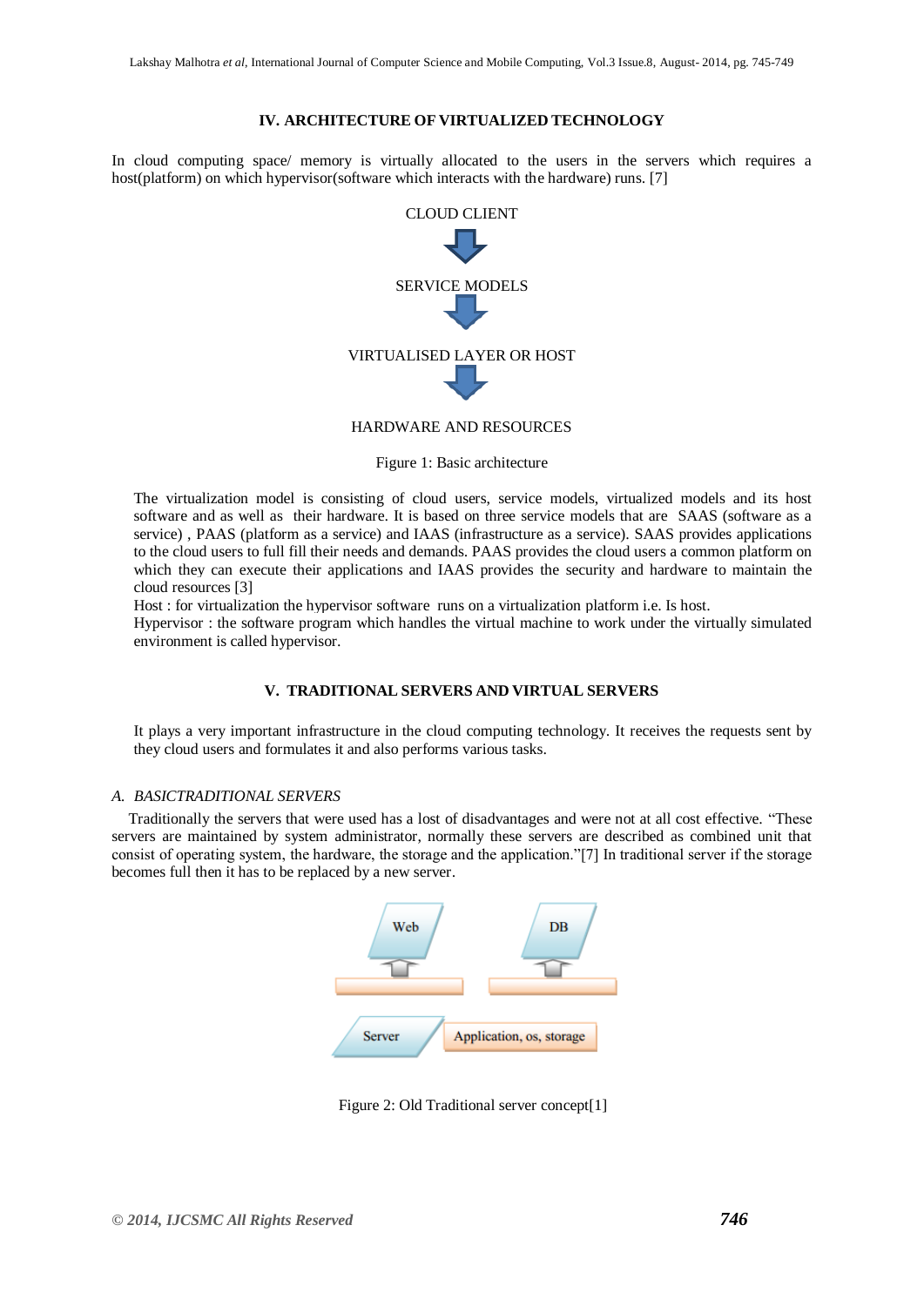## IV. ARCHITECTURE OF VIRTUALIZED TECHNOLOGY

In cloud computing space/ memory is virtually allocated to the users in the servers which requires a host(platform) on which hypervisor(software which interacts with the hardware) runs. [7]

CLOUD CLIENT

SERVICE MODELS

VIRTUALISED LAYER OR HOST

HARDWARE AND RESOURCES

Figure 1: Basic architecture

The virtualization model is consisting of cloud users, service models, virtualized models and its host software and as well as their hardware. It is based on three service models that are SAAS (software as a service) , PAAS (platform as a service) and IAAS (infrastructure as a service). SAAS provides applications to the cloud users to full fill their needs and demands. PAAS provides the cloud users a common platform on which they can execute their applications and IAAS provides the security and hardware to maintain the cloud resources [3]

Host : for virtualization the hypervisor software runs on a virtualization platform i.e. Is host.

Hypervisor : the software program which handles the virtual machine to work under the virtually simulated environment is called hypervisor.

## V. TRADITIONAL SERVERS AND VIRTUAL SERVERS

It plays a very important infrastructure in the cloud computing technology. It receives the requests sent by they cloud users and formulates it and also performs various tasks.

### *A. BASICTRADITIONAL SERVERS*

Traditionally the servers that were used has a lost of disadvantages and were not at all cost effective. "These servers are maintained by system administrator, normally these servers are described as combined unit that consist of operating system, the hardware, the storage and the application."[7] In traditional server if the storage becomes full then it has to be replaced by a new server.

Web

DB

Server

Application, os, storage

Figure 2: Old Traditional server concept[1]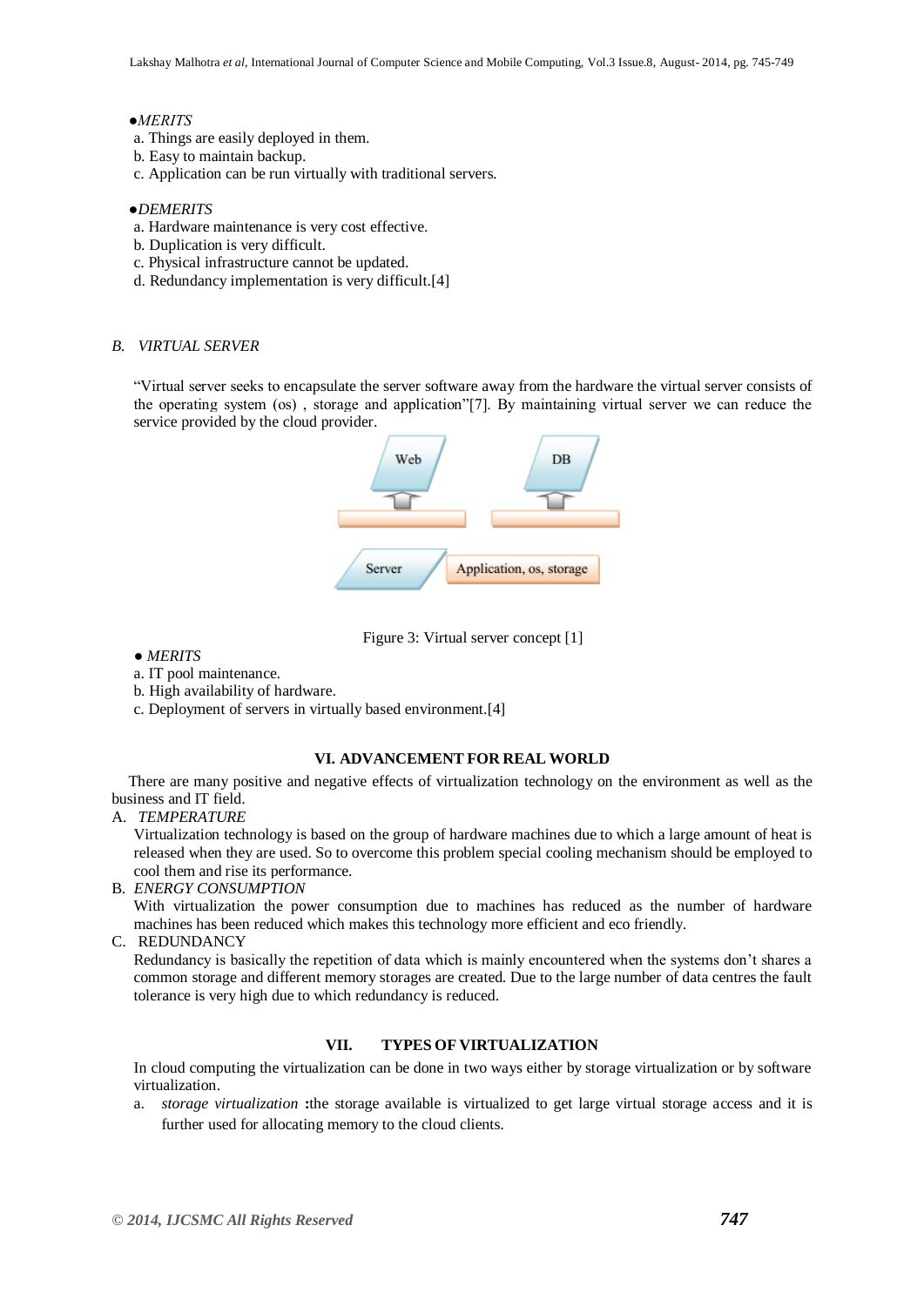●*MERITS*

a. Things are easily deployed in them.
b. Easy to maintain backup.
c. Application can be run virtually with traditional servers.

●*DEMERITS*

a. Hardware maintenance is very cost effective.
b. Duplication is very difficult.
c. Physical infrastructure cannot be updated.
d. Redundancy implementation is very difficult.[4]

### *B. VIRTUAL SERVER*

"Virtual server seeks to encapsulate the server software away from the hardware the virtual server consists of the operating system (os) , storage and application"[7]. By maintaining virtual server we can reduce the service provided by the cloud provider.

Figure 3: Virtual server concept [1]

● *MERITS*

a. IT pool maintenance.
b. High availability of hardware.
c. Deployment of servers in virtually based environment.[4]

## VI. ADVANCEMENT FOR REAL WORLD

There are many positive and negative effects of virtualization technology on the environment as well as the business and IT field.

A. *TEMPERATURE*

Virtualization technology is based on the group of hardware machines due to which a large amount of heat is released when they are used. So to overcome this problem special cooling mechanism should be employed to cool them and rise its performance.

B. *ENERGY CONSUMPTION*

With virtualization the power consumption due to machines has reduced as the number of hardware machines has been reduced which makes this technology more efficient and eco friendly.

C. REDUNDANCY

Redundancy is basically the repetition of data which is mainly encountered when the systems don't shares a common storage and different memory storages are created. Due to the large number of data centres the fault tolerance is very high due to which redundancy is reduced.

## VII. TYPES OF VIRTUALIZATION

In cloud computing the virtualization can be done in two ways either by storage virtualization or by software virtualization.

a. *storage virtualization* **:**the storage available is virtualized to get large virtual storage access and it is further used for allocating memory to the cloud clients.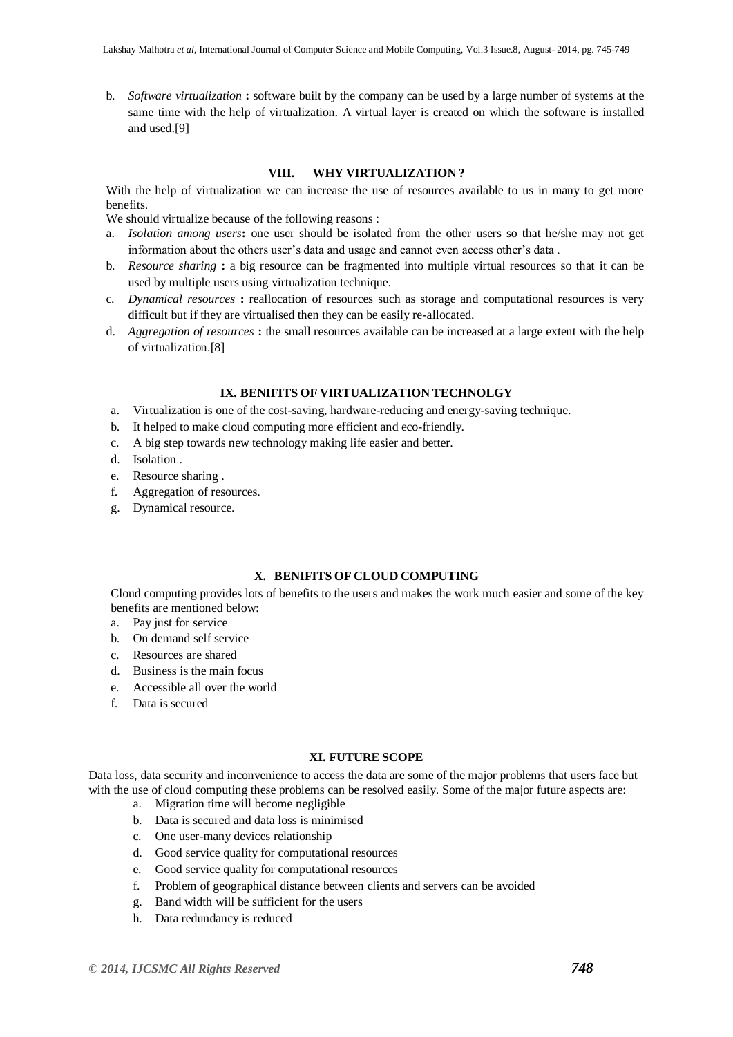b. *Software virtualization* **:** software built by the company can be used by a large number of systems at the same time with the help of virtualization. A virtual layer is created on which the software is installed and used.[9]

## VIII. WHY VIRTUALIZATION ?

With the help of virtualization we can increase the use of resources available to us in many to get more benefits.

We should virtualize because of the following reasons :

a. *Isolation among users***:** one user should be isolated from the other users so that he/she may not get information about the others user's data and usage and cannot even access other's data .
b. *Resource sharing* **:** a big resource can be fragmented into multiple virtual resources so that it can be used by multiple users using virtualization technique.
c. *Dynamical resources* **:** reallocation of resources such as storage and computational resources is very difficult but if they are virtualised then they can be easily re-allocated.
d. *Aggregation of resources* **:** the small resources available can be increased at a large extent with the help of virtualization.[8]

## IX. BENIFITS OF VIRTUALIZATION TECHNOLGY

a. Virtualization is one of the cost-saving, hardware-reducing and energy-saving technique.
b. It helped to make cloud computing more efficient and eco-friendly.
c. A big step towards new technology making life easier and better.
d. Isolation .
e. Resource sharing .
f. Aggregation of resources.
g. Dynamical resource.

## X. BENIFITS OF CLOUD COMPUTING

Cloud computing provides lots of benefits to the users and makes the work much easier and some of the key benefits are mentioned below:

a. Pay just for service
b. On demand self service
c. Resources are shared
d. Business is the main focus
e. Accessible all over the world
f. Data is secured

## XI. FUTURE SCOPE

Data loss, data security and inconvenience to access the data are some of the major problems that users face but with the use of cloud computing these problems can be resolved easily. Some of the major future aspects are:

a. Migration time will become negligible
b. Data is secured and data loss is minimised
c. One user-many devices relationship
d. Good service quality for computational resources
e. Good service quality for computational resources
f. Problem of geographical distance between clients and servers can be avoided
g. Band width will be sufficient for the users
h. Data redundancy is reduced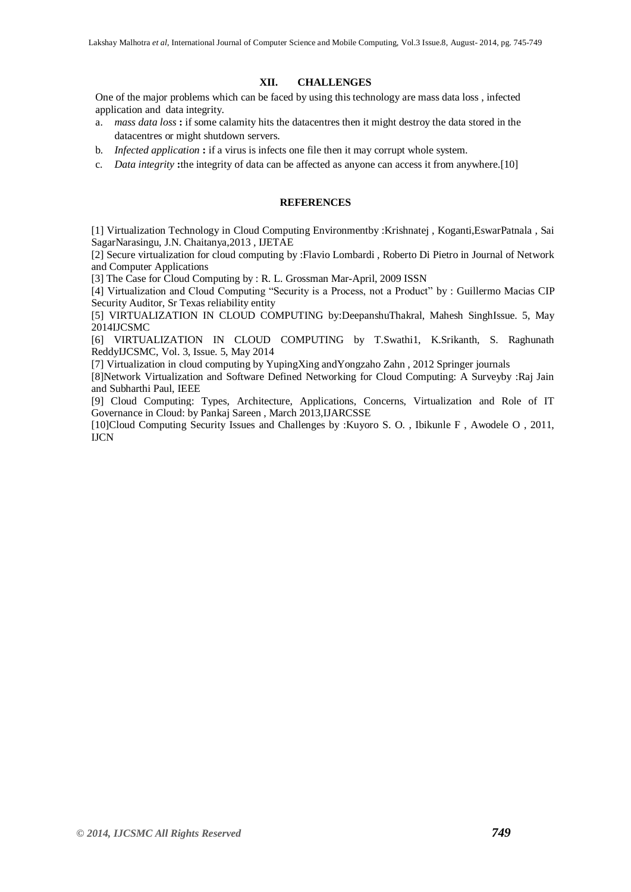## XII. CHALLENGES

One of the major problems which can be faced by using this technology are mass data loss , infected application and data integrity.

a. *mass data loss* **:** if some calamity hits the datacentres then it might destroy the data stored in the datacentres or might shutdown servers.
b. *Infected application* **:** if a virus is infects one file then it may corrupt whole system.
c. *Data integrity* **:**the integrity of data can be affected as anyone can access it from anywhere.[10]

## REFERENCES

[1] Virtualization Technology in Cloud Computing Environmentby :Krishnatej , Koganti,EswarPatnala , Sai SagarNarasingu, J.N. Chaitanya,2013 , IJETAE

[2] Secure virtualization for cloud computing by :Flavio Lombardi , Roberto Di Pietro in Journal of Network and Computer Applications

[3] The Case for Cloud Computing by : R. L. Grossman Mar-April, 2009 ISSN

[4] Virtualization and Cloud Computing "Security is a Process, not a Product" by : Guillermo Macias CIP Security Auditor, Sr Texas reliability entity

[5] VIRTUALIZATION IN CLOUD COMPUTING by:DeepanshuThakral, Mahesh SinghIssue. 5, May 2014IJCSMC

[6] VIRTUALIZATION IN CLOUD COMPUTING by T.Swathi1, K.Srikanth, S. Raghunath ReddyIJCSMC, Vol. 3, Issue. 5, May 2014

[7] Virtualization in cloud computing by YupingXing andYongzaho Zahn , 2012 Springer journals

[8]Network Virtualization and Software Defined Networking for Cloud Computing: A Surveyby :Raj Jain and Subharthi Paul, IEEE

[9] Cloud Computing: Types, Architecture, Applications, Concerns, Virtualization and Role of IT Governance in Cloud: by Pankaj Sareen , March 2013,IJARCSSE

[10]Cloud Computing Security Issues and Challenges by :Kuyoro S. O. , Ibikunle F , Awodele O , 2011, IJCN